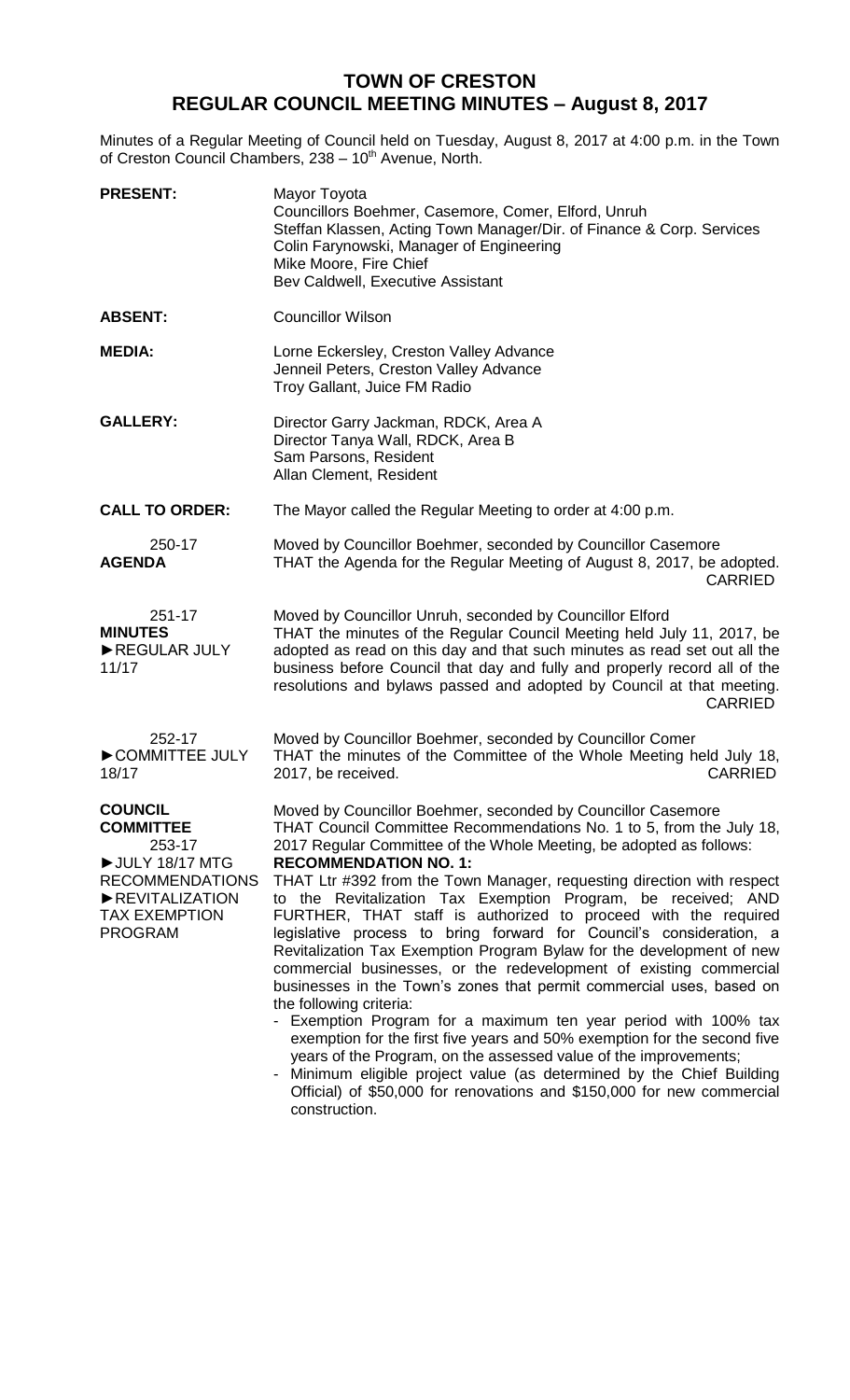# TOWN OF CRESTON
## REGULAR COUNCIL MEETING MINUTES – August 8, 2017

Minutes of a Regular Meeting of Council held on Tuesday, August 8, 2017 at 4:00 p.m. in the Town of Creston Council Chambers, 238 – 10th Avenue, North.

**PRESENT:** Mayor Toyota
Councillors Boehmer, Casemore, Comer, Elford, Unruh
Steffan Klassen, Acting Town Manager/Dir. of Finance & Corp. Services
Colin Farynowski, Manager of Engineering
Mike Moore, Fire Chief
Bev Caldwell, Executive Assistant

**ABSENT:** Councillor Wilson

**MEDIA:** Lorne Eckersley, Creston Valley Advance
Jenneil Peters, Creston Valley Advance
Troy Gallant, Juice FM Radio

**GALLERY:** Director Garry Jackman, RDCK, Area A
Director Tanya Wall, RDCK, Area B
Sam Parsons, Resident
Allan Clement, Resident

**CALL TO ORDER:** The Mayor called the Regular Meeting to order at 4:00 p.m.

250-17
**AGENDA**

Moved by Councillor Boehmer, seconded by Councillor Casemore
THAT the Agenda for the Regular Meeting of August 8, 2017, be adopted.
CARRIED

251-17
**MINUTES**
►REGULAR JULY 11/17

Moved by Councillor Unruh, seconded by Councillor Elford
THAT the minutes of the Regular Council Meeting held July 11, 2017, be adopted as read on this day and that such minutes as read set out all the business before Council that day and fully and properly record all of the resolutions and bylaws passed and adopted by Council at that meeting.
CARRIED

252-17
►COMMITTEE JULY 18/17

Moved by Councillor Boehmer, seconded by Councillor Comer
THAT the minutes of the Committee of the Whole Meeting held July 18, 2017, be received.
CARRIED

**COUNCIL COMMITTEE**
253-17
►JULY 18/17 MTG RECOMMENDATIONS
►REVITALIZATION TAX EXEMPTION PROGRAM

Moved by Councillor Boehmer, seconded by Councillor Casemore
THAT Council Committee Recommendations No. 1 to 5, from the July 18, 2017 Regular Committee of the Whole Meeting, be adopted as follows:

**RECOMMENDATION NO. 1:**
THAT Ltr #392 from the Town Manager, requesting direction with respect to the Revitalization Tax Exemption Program, be received; AND FURTHER, THAT staff is authorized to proceed with the required legislative process to bring forward for Council's consideration, a Revitalization Tax Exemption Program Bylaw for the development of new commercial businesses, or the redevelopment of existing commercial businesses in the Town's zones that permit commercial uses, based on the following criteria:

- Exemption Program for a maximum ten year period with 100% tax exemption for the first five years and 50% exemption for the second five years of the Program, on the assessed value of the improvements;
- Minimum eligible project value (as determined by the Chief Building Official) of $50,000 for renovations and $150,000 for new commercial construction.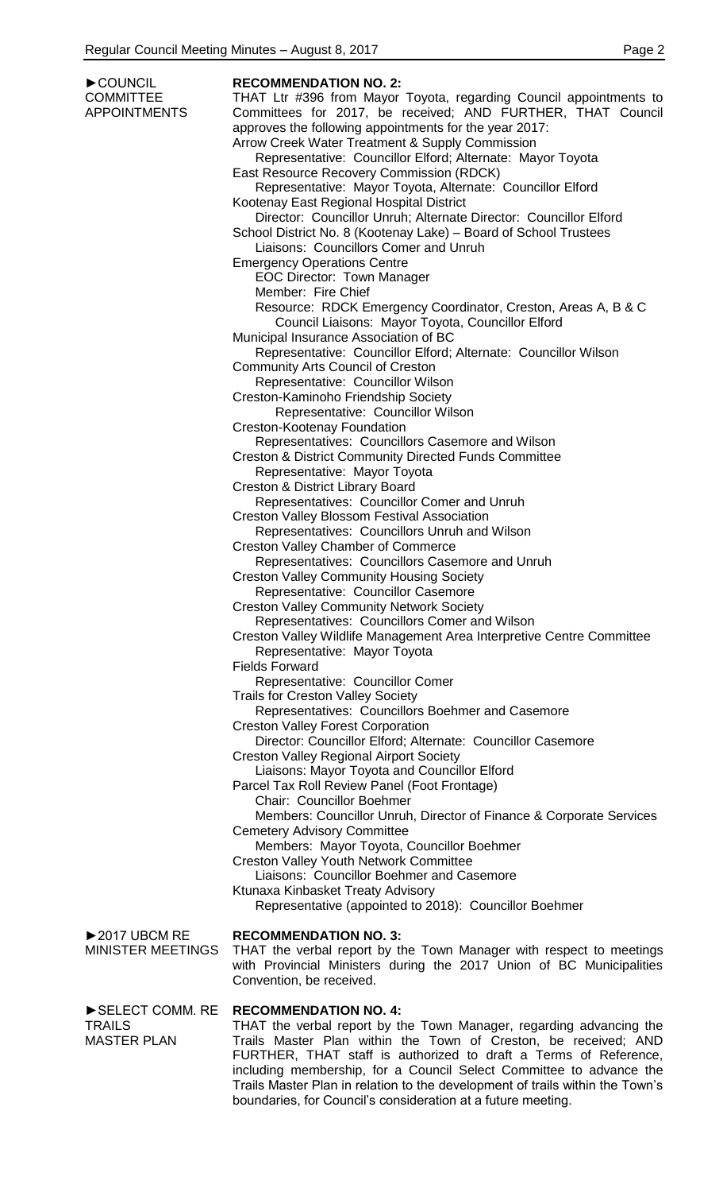**►COUNCIL COMMITTEE APPOINTMENTS**

**RECOMMENDATION NO. 2:**

THAT Ltr #396 from Mayor Toyota, regarding Council appointments to Committees for 2017, be received; AND FURTHER, THAT Council approves the following appointments for the year 2017:

Arrow Creek Water Treatment & Supply Commission
  Representative: Councillor Elford; Alternate: Mayor Toyota
East Resource Recovery Commission (RDCK)
  Representative: Mayor Toyota, Alternate: Councillor Elford
Kootenay East Regional Hospital District
  Director: Councillor Unruh; Alternate Director: Councillor Elford
School District No. 8 (Kootenay Lake) – Board of School Trustees
  Liaisons: Councillors Comer and Unruh
Emergency Operations Centre
  EOC Director: Town Manager
  Member: Fire Chief
  Resource: RDCK Emergency Coordinator, Creston, Areas A, B & C
    Council Liaisons: Mayor Toyota, Councillor Elford
Municipal Insurance Association of BC
  Representative: Councillor Elford; Alternate: Councillor Wilson
Community Arts Council of Creston
  Representative: Councillor Wilson
Creston-Kaminoho Friendship Society
  Representative: Councillor Wilson
Creston-Kootenay Foundation
  Representatives: Councillors Casemore and Wilson
Creston & District Community Directed Funds Committee
  Representative: Mayor Toyota
Creston & District Library Board
  Representatives: Councillor Comer and Unruh
Creston Valley Blossom Festival Association
  Representatives: Councillors Unruh and Wilson
Creston Valley Chamber of Commerce
  Representatives: Councillors Casemore and Unruh
Creston Valley Community Housing Society
  Representative: Councillor Casemore
Creston Valley Community Network Society
  Representatives: Councillors Comer and Wilson
Creston Valley Wildlife Management Area Interpretive Centre Committee
  Representative: Mayor Toyota
Fields Forward
  Representative: Councillor Comer
Trails for Creston Valley Society
  Representatives: Councillors Boehmer and Casemore
Creston Valley Forest Corporation
  Director: Councillor Elford; Alternate: Councillor Casemore
Creston Valley Regional Airport Society
  Liaisons: Mayor Toyota and Councillor Elford
Parcel Tax Roll Review Panel (Foot Frontage)
  Chair: Councillor Boehmer
  Members: Councillor Unruh, Director of Finance & Corporate Services
Cemetery Advisory Committee
  Members: Mayor Toyota, Councillor Boehmer
Creston Valley Youth Network Committee
  Liaisons: Councillor Boehmer and Casemore
Ktunaxa Kinbasket Treaty Advisory
  Representative (appointed to 2018): Councillor Boehmer

**►2017 UBCM RE MINISTER MEETINGS**

**RECOMMENDATION NO. 3:**

THAT the verbal report by the Town Manager with respect to meetings with Provincial Ministers during the 2017 Union of BC Municipalities Convention, be received.

**►SELECT COMM. RE TRAILS MASTER PLAN**

**RECOMMENDATION NO. 4:**

THAT the verbal report by the Town Manager, regarding advancing the Trails Master Plan within the Town of Creston, be received; AND FURTHER, THAT staff is authorized to draft a Terms of Reference, including membership, for a Council Select Committee to advance the Trails Master Plan in relation to the development of trails within the Town's boundaries, for Council's consideration at a future meeting.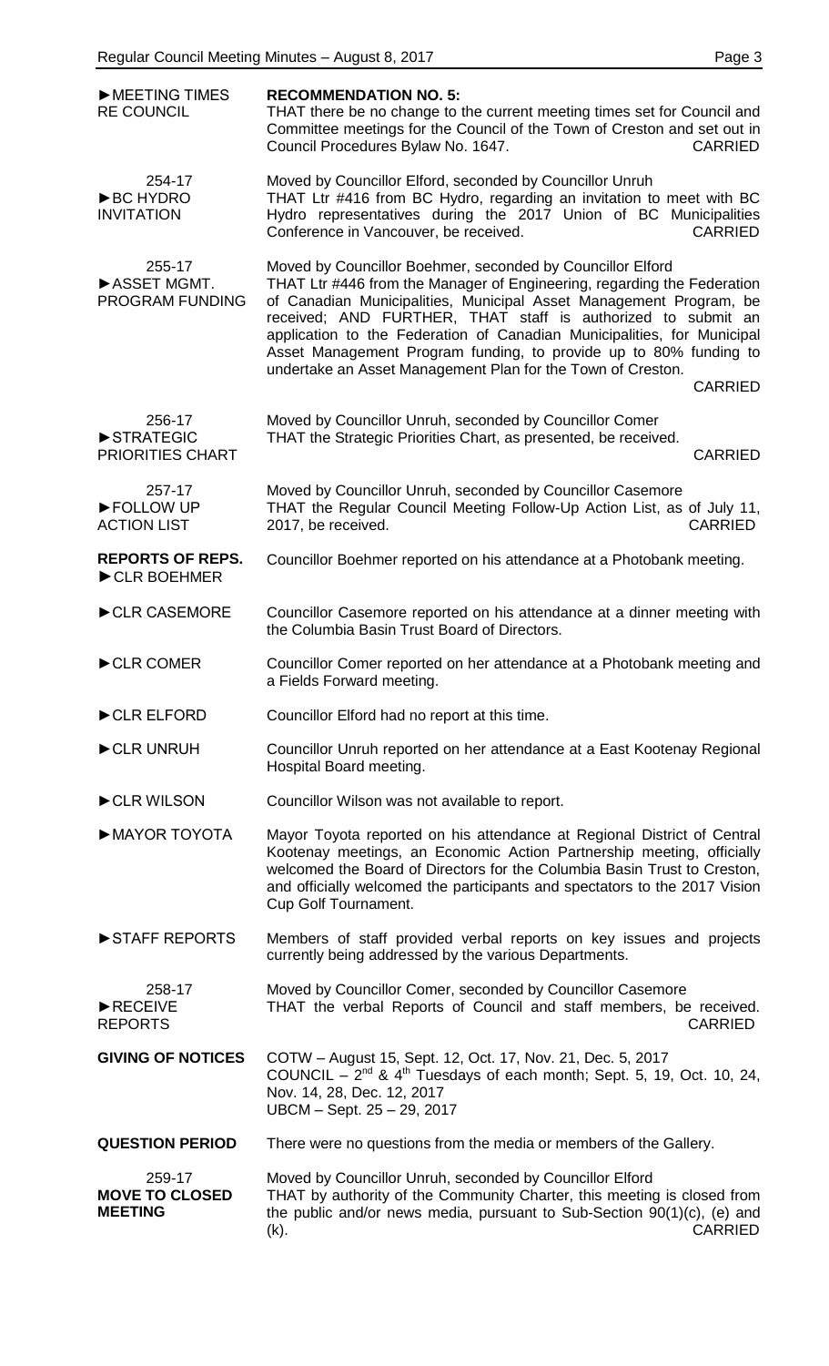**►MEETING TIMES RE COUNCIL**

**RECOMMENDATION NO. 5:**
THAT there be no change to the current meeting times set for Council and Committee meetings for the Council of the Town of Creston and set out in Council Procedures Bylaw No. 1647. CARRIED

**254-17**
**►BC HYDRO INVITATION**

Moved by Councillor Elford, seconded by Councillor Unruh
THAT Ltr #416 from BC Hydro, regarding an invitation to meet with BC Hydro representatives during the 2017 Union of BC Municipalities Conference in Vancouver, be received. CARRIED

**255-17**
**►ASSET MGMT. PROGRAM FUNDING**

Moved by Councillor Boehmer, seconded by Councillor Elford
THAT Ltr #446 from the Manager of Engineering, regarding the Federation of Canadian Municipalities, Municipal Asset Management Program, be received; AND FURTHER, THAT staff is authorized to submit an application to the Federation of Canadian Municipalities, for Municipal Asset Management Program funding, to provide up to 80% funding to undertake an Asset Management Plan for the Town of Creston. CARRIED

**256-17**
**►STRATEGIC PRIORITIES CHART**

Moved by Councillor Unruh, seconded by Councillor Comer
THAT the Strategic Priorities Chart, as presented, be received. CARRIED

**257-17**
**►FOLLOW UP ACTION LIST**

Moved by Councillor Unruh, seconded by Councillor Casemore
THAT the Regular Council Meeting Follow-Up Action List, as of July 11, 2017, be received. CARRIED

**REPORTS OF REPS.**

**►CLR BOEHMER**
Councillor Boehmer reported on his attendance at a Photobank meeting.

**►CLR CASEMORE**
Councillor Casemore reported on his attendance at a dinner meeting with the Columbia Basin Trust Board of Directors.

**►CLR COMER**
Councillor Comer reported on her attendance at a Photobank meeting and a Fields Forward meeting.

**►CLR ELFORD**
Councillor Elford had no report at this time.

**►CLR UNRUH**
Councillor Unruh reported on her attendance at a East Kootenay Regional Hospital Board meeting.

**►CLR WILSON**
Councillor Wilson was not available to report.

**►MAYOR TOYOTA**
Mayor Toyota reported on his attendance at Regional District of Central Kootenay meetings, an Economic Action Partnership meeting, officially welcomed the Board of Directors for the Columbia Basin Trust to Creston, and officially welcomed the participants and spectators to the 2017 Vision Cup Golf Tournament.

**►STAFF REPORTS**
Members of staff provided verbal reports on key issues and projects currently being addressed by the various Departments.

**258-17**
**►RECEIVE REPORTS**

Moved by Councillor Comer, seconded by Councillor Casemore
THAT the verbal Reports of Council and staff members, be received. CARRIED

**GIVING OF NOTICES**

COTW – August 15, Sept. 12, Oct. 17, Nov. 21, Dec. 5, 2017
COUNCIL – 2nd & 4th Tuesdays of each month; Sept. 5, 19, Oct. 10, 24, Nov. 14, 28, Dec. 12, 2017
UBCM – Sept. 25 – 29, 2017

**QUESTION PERIOD**

There were no questions from the media or members of the Gallery.

**259-17**
**MOVE TO CLOSED MEETING**

Moved by Councillor Unruh, seconded by Councillor Elford
THAT by authority of the Community Charter, this meeting is closed from the public and/or news media, pursuant to Sub-Section 90(1)(c), (e) and (k). CARRIED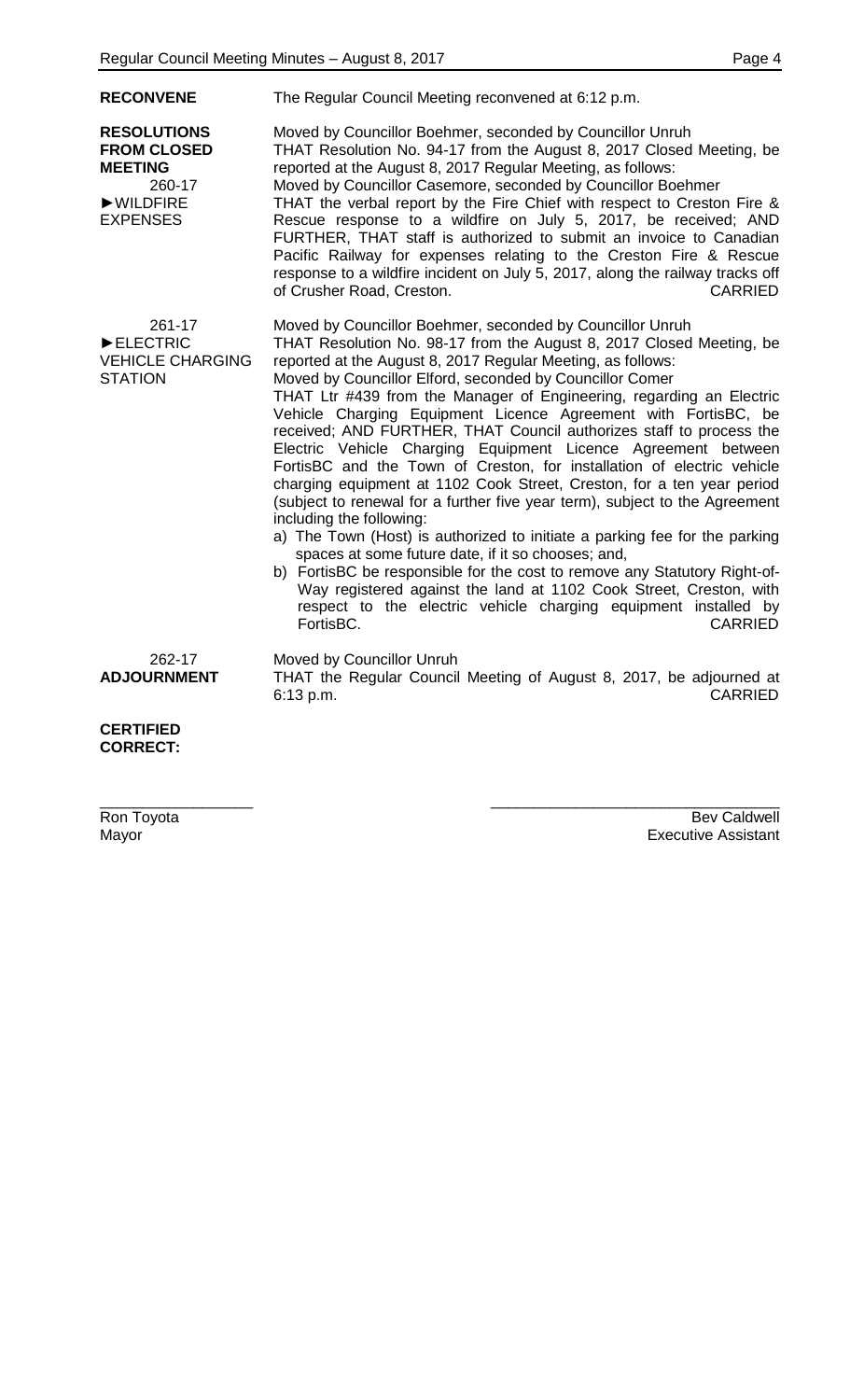**RECONVENE** The Regular Council Meeting reconvened at 6:12 p.m.

**RESOLUTIONS FROM CLOSED MEETING**

260-17
►WILDFIRE EXPENSES

Moved by Councillor Boehmer, seconded by Councillor Unruh
THAT Resolution No. 94-17 from the August 8, 2017 Closed Meeting, be reported at the August 8, 2017 Regular Meeting, as follows:
Moved by Councillor Casemore, seconded by Councillor Boehmer
THAT the verbal report by the Fire Chief with respect to Creston Fire & Rescue response to a wildfire on July 5, 2017, be received; AND FURTHER, THAT staff is authorized to submit an invoice to Canadian Pacific Railway for expenses relating to the Creston Fire & Rescue response to a wildfire incident on July 5, 2017, along the railway tracks off of Crusher Road, Creston. CARRIED

261-17
►ELECTRIC VEHICLE CHARGING STATION

Moved by Councillor Boehmer, seconded by Councillor Unruh
THAT Resolution No. 98-17 from the August 8, 2017 Closed Meeting, be reported at the August 8, 2017 Regular Meeting, as follows:
Moved by Councillor Elford, seconded by Councillor Comer
THAT Ltr #439 from the Manager of Engineering, regarding an Electric Vehicle Charging Equipment Licence Agreement with FortisBC, be received; AND FURTHER, THAT Council authorizes staff to process the Electric Vehicle Charging Equipment Licence Agreement between FortisBC and the Town of Creston, for installation of electric vehicle charging equipment at 1102 Cook Street, Creston, for a ten year period (subject to renewal for a further five year term), subject to the Agreement including the following:

a) The Town (Host) is authorized to initiate a parking fee for the parking spaces at some future date, if it so chooses; and,
b) FortisBC be responsible for the cost to remove any Statutory Right-of-Way registered against the land at 1102 Cook Street, Creston, with respect to the electric vehicle charging equipment installed by FortisBC. CARRIED

262-17
**ADJOURNMENT**

Moved by Councillor Unruh
THAT the Regular Council Meeting of August 8, 2017, be adjourned at 6:13 p.m. CARRIED

**CERTIFIED CORRECT:**

\_\_\_\_\_\_\_\_\_\_\_\_\_\_\_\_\_\_\_\_
Ron Toyota
Mayor

\_\_\_\_\_\_\_\_\_\_\_\_\_\_\_\_\_\_\_\_
Bev Caldwell
Executive Assistant